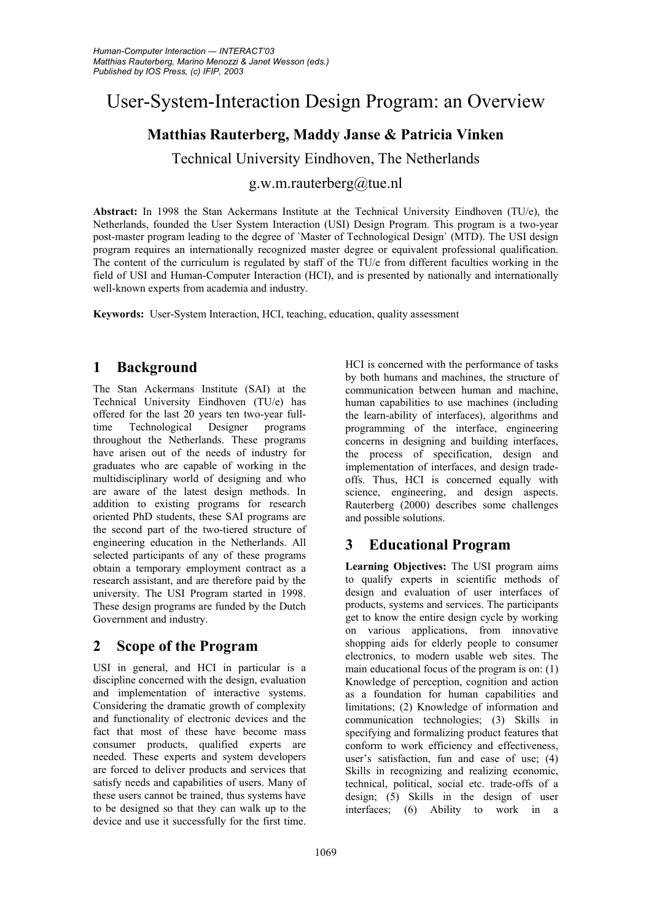# User-System-Interaction Design Program: an Overview

**Matthias Rauterberg, Maddy Janse & Patricia Vinken**

Technical University Eindhoven, The Netherlands

g.w.m.rauterberg@tue.nl

**Abstract:** In 1998 the Stan Ackermans Institute at the Technical University Eindhoven (TU/e), the Netherlands, founded the User System Interaction (USI) Design Program. This program is a two-year post-master program leading to the degree of `Master of Technological Design` (MTD). The USI design program requires an internationally recognized master degree or equivalent professional qualification. The content of the curriculum is regulated by staff of the TU/e from different faculties working in the field of USI and Human-Computer Interaction (HCI), and is presented by nationally and internationally well-known experts from academia and industry.

**Keywords:** User-System Interaction, HCI, teaching, education, quality assessment

## 1 Background

The Stan Ackermans Institute (SAI) at the Technical University Eindhoven (TU/e) has offered for the last 20 years ten two-year full-time Technological Designer programs throughout the Netherlands. These programs have arisen out of the needs of industry for graduates who are capable of working in the multidisciplinary world of designing and who are aware of the latest design methods. In addition to existing programs for research oriented PhD students, these SAI programs are the second part of the two-tiered structure of engineering education in the Netherlands. All selected participants of any of these programs obtain a temporary employment contract as a research assistant, and are therefore paid by the university. The USI Program started in 1998. These design programs are funded by the Dutch Government and industry.

## 2 Scope of the Program

USI in general, and HCI in particular is a discipline concerned with the design, evaluation and implementation of interactive systems. Considering the dramatic growth of complexity and functionality of electronic devices and the fact that most of these have become mass consumer products, qualified experts are needed. These experts and system developers are forced to deliver products and services that satisfy needs and capabilities of users. Many of these users cannot be trained, thus systems have to be designed so that they can walk up to the device and use it successfully for the first time. HCI is concerned with the performance of tasks by both humans and machines, the structure of communication between human and machine, human capabilities to use machines (including the learn-ability of interfaces), algorithms and programming of the interface, engineering concerns in designing and building interfaces, the process of specification, design and implementation of interfaces, and design trade-offs. Thus, HCI is concerned equally with science, engineering, and design aspects. Rauterberg (2000) describes some challenges and possible solutions.

## 3 Educational Program

**Learning Objectives:** The USI program aims to qualify experts in scientific methods of design and evaluation of user interfaces of products, systems and services. The participants get to know the entire design cycle by working on various applications, from innovative shopping aids for elderly people to consumer electronics, to modern usable web sites. The main educational focus of the program is on: (1) Knowledge of perception, cognition and action as a foundation for human capabilities and limitations; (2) Knowledge of information and communication technologies; (3) Skills in specifying and formalizing product features that conform to work efficiency and effectiveness, user's satisfaction, fun and ease of use; (4) Skills in recognizing and realizing economic, technical, political, social etc. trade-offs of a design; (5) Skills in the design of user interfaces; (6) Ability to work in a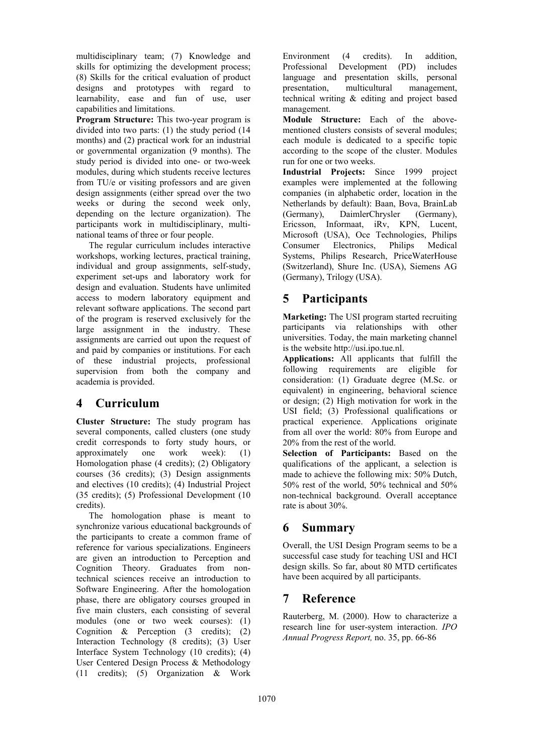multidisciplinary team; (7) Knowledge and skills for optimizing the development process; (8) Skills for the critical evaluation of product designs and prototypes with regard to learnability, ease and fun of use, user capabilities and limitations.

**Program Structure:** This two-year program is divided into two parts: (1) the study period (14 months) and (2) practical work for an industrial or governmental organization (9 months). The study period is divided into one- or two-week modules, during which students receive lectures from TU/e or visiting professors and are given design assignments (either spread over the two weeks or during the second week only, depending on the lecture organization). The participants work in multidisciplinary, multi-national teams of three or four people.

The regular curriculum includes interactive workshops, working lectures, practical training, individual and group assignments, self-study, experiment set-ups and laboratory work for design and evaluation. Students have unlimited access to modern laboratory equipment and relevant software applications. The second part of the program is reserved exclusively for the large assignment in the industry. These assignments are carried out upon the request of and paid by companies or institutions. For each of these industrial projects, professional supervision from both the company and academia is provided.

# 4 Curriculum

**Cluster Structure:** The study program has several components, called clusters (one study credit corresponds to forty study hours, or approximately one work week): (1) Homologation phase (4 credits); (2) Obligatory courses (36 credits); (3) Design assignments and electives (10 credits); (4) Industrial Project (35 credits); (5) Professional Development (10 credits).

The homologation phase is meant to synchronize various educational backgrounds of the participants to create a common frame of reference for various specializations. Engineers are given an introduction to Perception and Cognition Theory. Graduates from non-technical sciences receive an introduction to Software Engineering. After the homologation phase, there are obligatory courses grouped in five main clusters, each consisting of several modules (one or two week courses): (1) Cognition & Perception (3 credits); (2) Interaction Technology (8 credits); (3) User Interface System Technology (10 credits); (4) User Centered Design Process & Methodology (11 credits); (5) Organization & Work Environment (4 credits). In addition, Professional Development (PD) includes language and presentation skills, personal presentation, multicultural management, technical writing & editing and project based management.

**Module Structure:** Each of the above-mentioned clusters consists of several modules; each module is dedicated to a specific topic according to the scope of the cluster. Modules run for one or two weeks.

**Industrial Projects:** Since 1999 project examples were implemented at the following companies (in alphabetic order, location in the Netherlands by default): Baan, Bova, BrainLab (Germany), DaimlerChrysler (Germany), Ericsson, Informaat, iRv, KPN, Lucent, Microsoft (USA), Oce Technologies, Philips Consumer Electronics, Philips Medical Systems, Philips Research, PriceWaterHouse (Switzerland), Shure Inc. (USA), Siemens AG (Germany), Trilogy (USA).

# 5 Participants

**Marketing:** The USI program started recruiting participants via relationships with other universities. Today, the main marketing channel is the website http://usi.ipo.tue.nl.

**Applications:** All applicants that fulfill the following requirements are eligible for consideration: (1) Graduate degree (M.Sc. or equivalent) in engineering, behavioral science or design; (2) High motivation for work in the USI field; (3) Professional qualifications or practical experience. Applications originate from all over the world: 80% from Europe and 20% from the rest of the world.

**Selection of Participants:** Based on the qualifications of the applicant, a selection is made to achieve the following mix: 50% Dutch, 50% rest of the world, 50% technical and 50% non-technical background. Overall acceptance rate is about 30%.

# 6 Summary

Overall, the USI Design Program seems to be a successful case study for teaching USI and HCI design skills. So far, about 80 MTD certificates have been acquired by all participants.

# 7 Reference

Rauterberg, M. (2000). How to characterize a research line for user-system interaction. *IPO Annual Progress Report,* no. 35, pp. 66-86